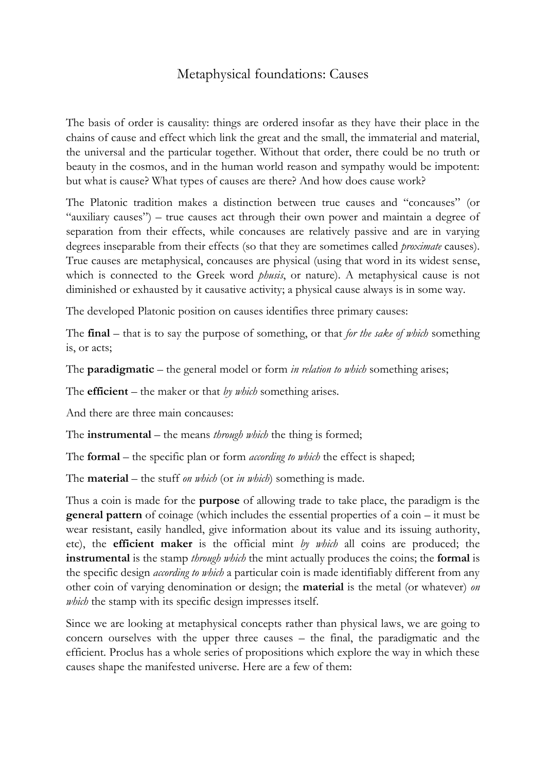# Metaphysical foundations: Causes

The basis of order is causality: things are ordered insofar as they have their place in the chains of cause and effect which link the great and the small, the immaterial and material, the universal and the particular together. Without that order, there could be no truth or beauty in the cosmos, and in the human world reason and sympathy would be impotent: but what is cause? What types of causes are there? And how does cause work?

The Platonic tradition makes a distinction between true causes and "concauses" (or "auxiliary causes") – true causes act through their own power and maintain a degree of separation from their effects, while concauses are relatively passive and are in varying degrees inseparable from their effects (so that they are sometimes called *proximate* causes). True causes are metaphysical, concauses are physical (using that word in its widest sense, which is connected to the Greek word *phusis*, or nature). A metaphysical cause is not diminished or exhausted by it causative activity; a physical cause always is in some way.

The developed Platonic position on causes identifies three primary causes:

The **final** – that is to say the purpose of something, or that *for the sake of which* something is, or acts;

The **paradigmatic** – the general model or form *in relation to which* something arises;

The **efficient** – the maker or that *by which* something arises.

And there are three main concauses:

The **instrumental** – the means *through which* the thing is formed;

The **formal** – the specific plan or form *according to which* the effect is shaped;

The **material** – the stuff *on which* (or *in which*) something is made.

Thus a coin is made for the **purpose** of allowing trade to take place, the paradigm is the **general pattern** of coinage (which includes the essential properties of a coin – it must be wear resistant, easily handled, give information about its value and its issuing authority, etc), the **efficient maker** is the official mint *by which* all coins are produced; the **instrumental** is the stamp *through which* the mint actually produces the coins; the **formal** is the specific design *according to which* a particular coin is made identifiably different from any other coin of varying denomination or design; the **material** is the metal (or whatever) *on which* the stamp with its specific design impresses itself.

Since we are looking at metaphysical concepts rather than physical laws, we are going to concern ourselves with the upper three causes – the final, the paradigmatic and the efficient. Proclus has a whole series of propositions which explore the way in which these causes shape the manifested universe. Here are a few of them: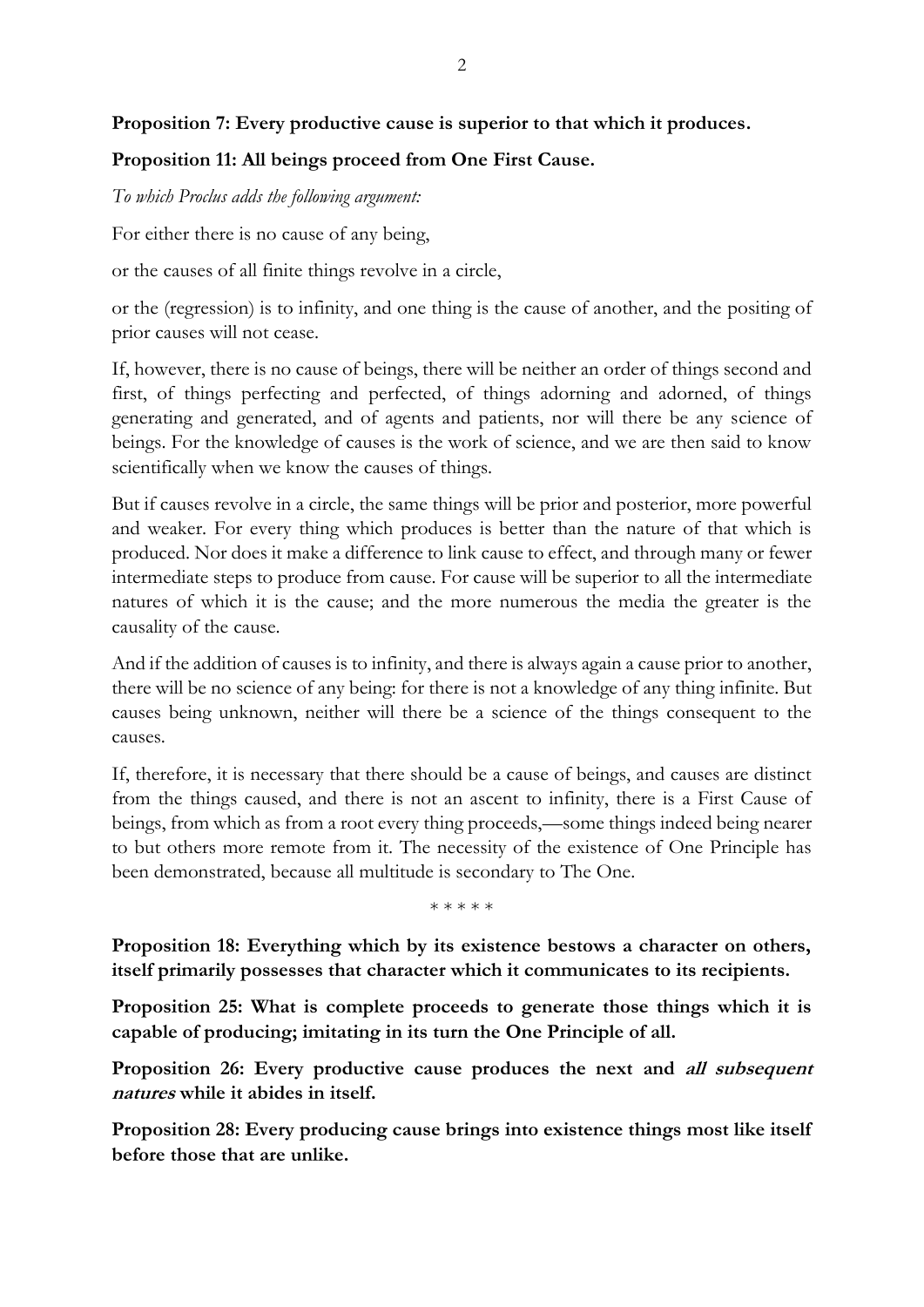**Proposition 7: Every productive cause is superior to that which it produces.**

**Proposition 11: All beings proceed from One First Cause.**

*To which Proclus adds the following argument:*

For either there is no cause of any being,

or the causes of all finite things revolve in a circle,

or the (regression) is to infinity, and one thing is the cause of another, and the positing of prior causes will not cease.

If, however, there is no cause of beings, there will be neither an order of things second and first, of things perfecting and perfected, of things adorning and adorned, of things generating and generated, and of agents and patients, nor will there be any science of beings. For the knowledge of causes is the work of science, and we are then said to know scientifically when we know the causes of things.

But if causes revolve in a circle, the same things will be prior and posterior, more powerful and weaker. For every thing which produces is better than the nature of that which is produced. Nor does it make a difference to link cause to effect, and through many or fewer intermediate steps to produce from cause. For cause will be superior to all the intermediate natures of which it is the cause; and the more numerous the media the greater is the causality of the cause.

And if the addition of causes is to infinity, and there is always again a cause prior to another, there will be no science of any being: for there is not a knowledge of any thing infinite. But causes being unknown, neither will there be a science of the things consequent to the causes.

If, therefore, it is necessary that there should be a cause of beings, and causes are distinct from the things caused, and there is not an ascent to infinity, there is a First Cause of beings, from which as from a root every thing proceeds,—some things indeed being nearer to but others more remote from it. The necessity of the existence of One Principle has been demonstrated, because all multitude is secondary to The One.

\* \* \* \* \*

**Proposition 18: Everything which by its existence bestows a character on others, itself primarily possesses that character which it communicates to its recipients.**

**Proposition 25: What is complete proceeds to generate those things which it is capable of producing; imitating in its turn the One Principle of all.**

**Proposition 26: Every productive cause produces the next and *all subsequent natures* while it abides in itself.**

**Proposition 28: Every producing cause brings into existence things most like itself before those that are unlike.**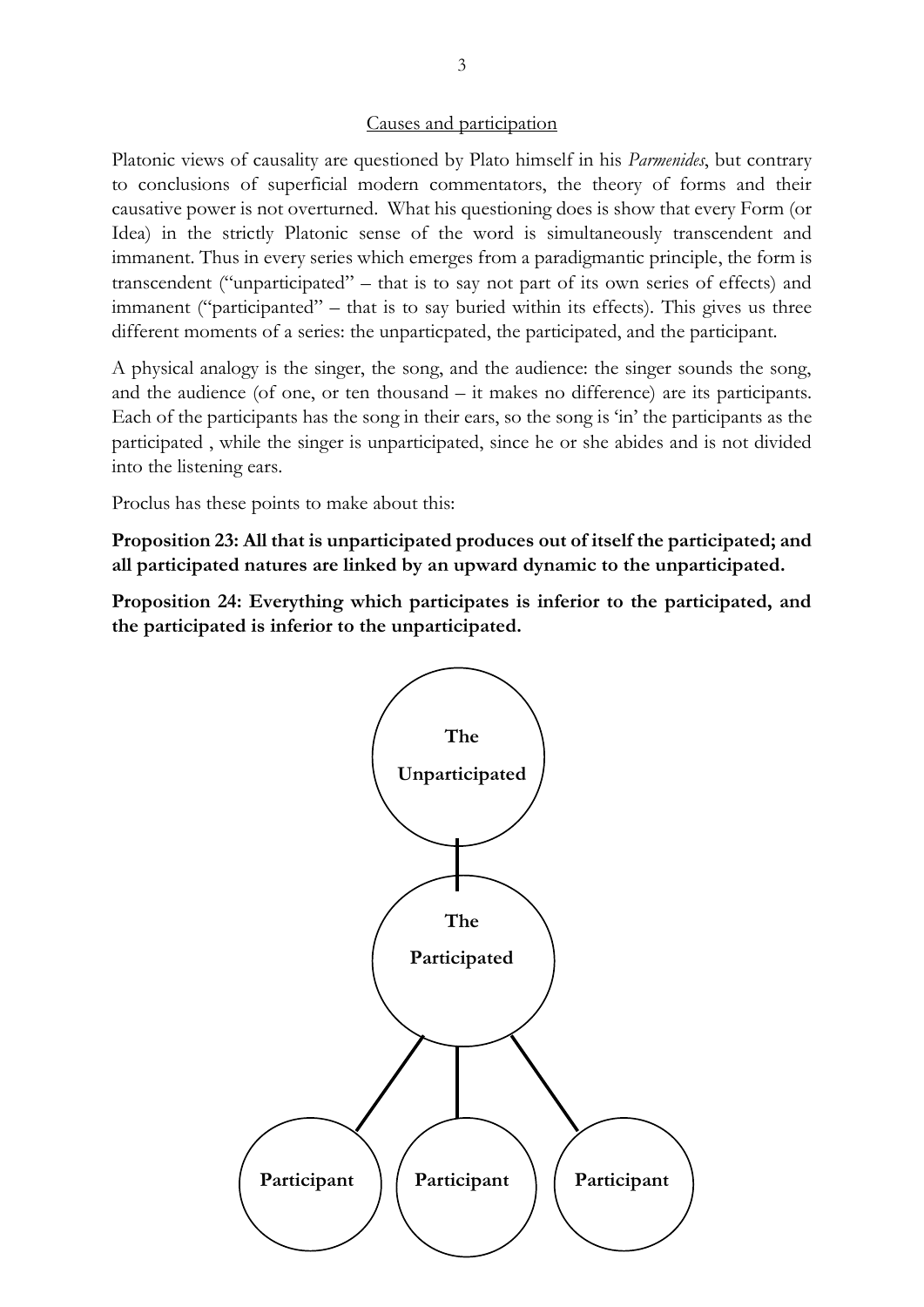## Causes and participation

Platonic views of causality are questioned by Plato himself in his *Parmenides*, but contrary to conclusions of superficial modern commentators, the theory of forms and their causative power is not overturned. What his questioning does is show that every Form (or Idea) in the strictly Platonic sense of the word is simultaneously transcendent and immanent. Thus in every series which emerges from a paradigmantic principle, the form is transcendent ("unparticipated" – that is to say not part of its own series of effects) and immanent ("participanted" – that is to say buried within its effects). This gives us three different moments of a series: the unparticpated, the participated, and the participant.

A physical analogy is the singer, the song, and the audience: the singer sounds the song, and the audience (of one, or ten thousand – it makes no difference) are its participants. Each of the participants has the song in their ears, so the song is 'in' the participants as the participated , while the singer is unparticipated, since he or she abides and is not divided into the listening ears.

Proclus has these points to make about this:

**Proposition 23: All that is unparticipated produces out of itself the participated; and all participated natures are linked by an upward dynamic to the unparticipated.**

**Proposition 24: Everything which participates is inferior to the participated, and the participated is inferior to the unparticipated.**

The Unparticipated

The Participated

Participant

Participant

Participant